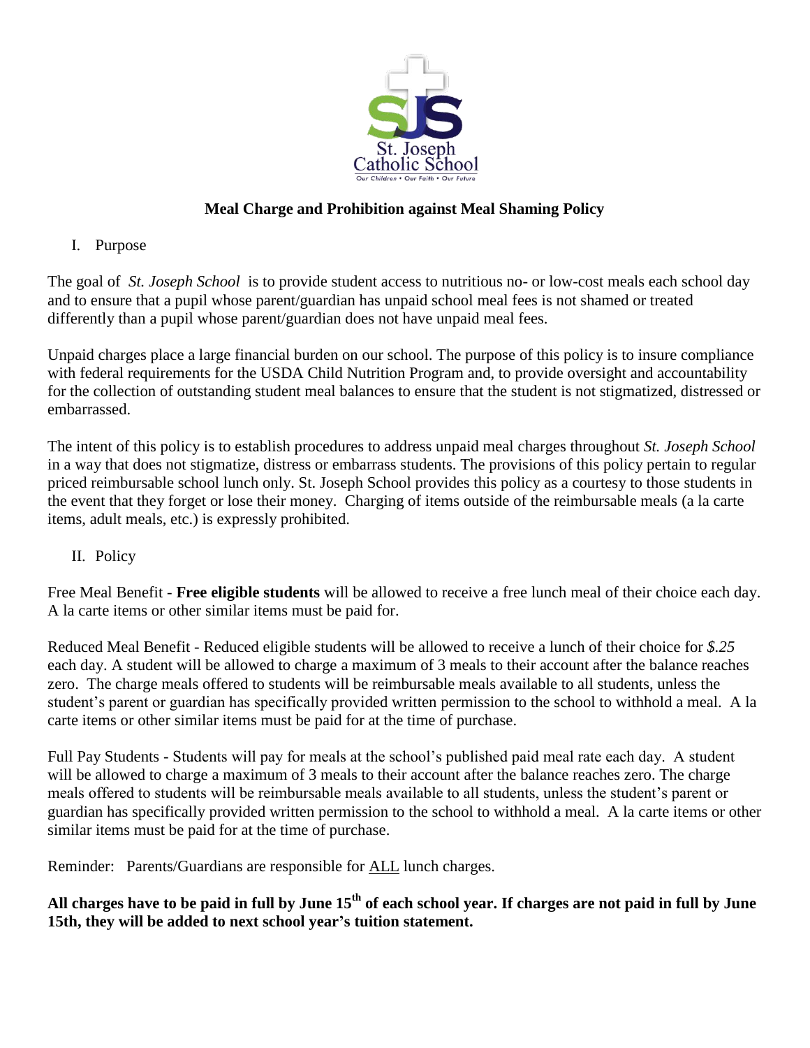St. Joseph Catholic School

Our Children • Our Faith • Our Future

## Meal Charge and Prohibition against Meal Shaming Policy

### I. Purpose

The goal of *St. Joseph School* is to provide student access to nutritious no- or low-cost meals each school day and to ensure that a pupil whose parent/guardian has unpaid school meal fees is not shamed or treated differently than a pupil whose parent/guardian does not have unpaid meal fees.

Unpaid charges place a large financial burden on our school. The purpose of this policy is to insure compliance with federal requirements for the USDA Child Nutrition Program and, to provide oversight and accountability for the collection of outstanding student meal balances to ensure that the student is not stigmatized, distressed or embarrassed.

The intent of this policy is to establish procedures to address unpaid meal charges throughout *St. Joseph School* in a way that does not stigmatize, distress or embarrass students. The provisions of this policy pertain to regular priced reimbursable school lunch only. St. Joseph School provides this policy as a courtesy to those students in the event that they forget or lose their money. Charging of items outside of the reimbursable meals (a la carte items, adult meals, etc.) is expressly prohibited.

### II. Policy

Free Meal Benefit - **Free eligible students** will be allowed to receive a free lunch meal of their choice each day. A la carte items or other similar items must be paid for.

Reduced Meal Benefit - Reduced eligible students will be allowed to receive a lunch of their choice for *$.25* each day. A student will be allowed to charge a maximum of 3 meals to their account after the balance reaches zero. The charge meals offered to students will be reimbursable meals available to all students, unless the student's parent or guardian has specifically provided written permission to the school to withhold a meal. A la carte items or other similar items must be paid for at the time of purchase.

Full Pay Students - Students will pay for meals at the school's published paid meal rate each day. A student will be allowed to charge a maximum of 3 meals to their account after the balance reaches zero. The charge meals offered to students will be reimbursable meals available to all students, unless the student's parent or guardian has specifically provided written permission to the school to withhold a meal. A la carte items or other similar items must be paid for at the time of purchase.

Reminder: Parents/Guardians are responsible for <u>ALL</u> lunch charges.

**All charges have to be paid in full by June 15th of each school year. If charges are not paid in full by June 15th, they will be added to next school year's tuition statement.**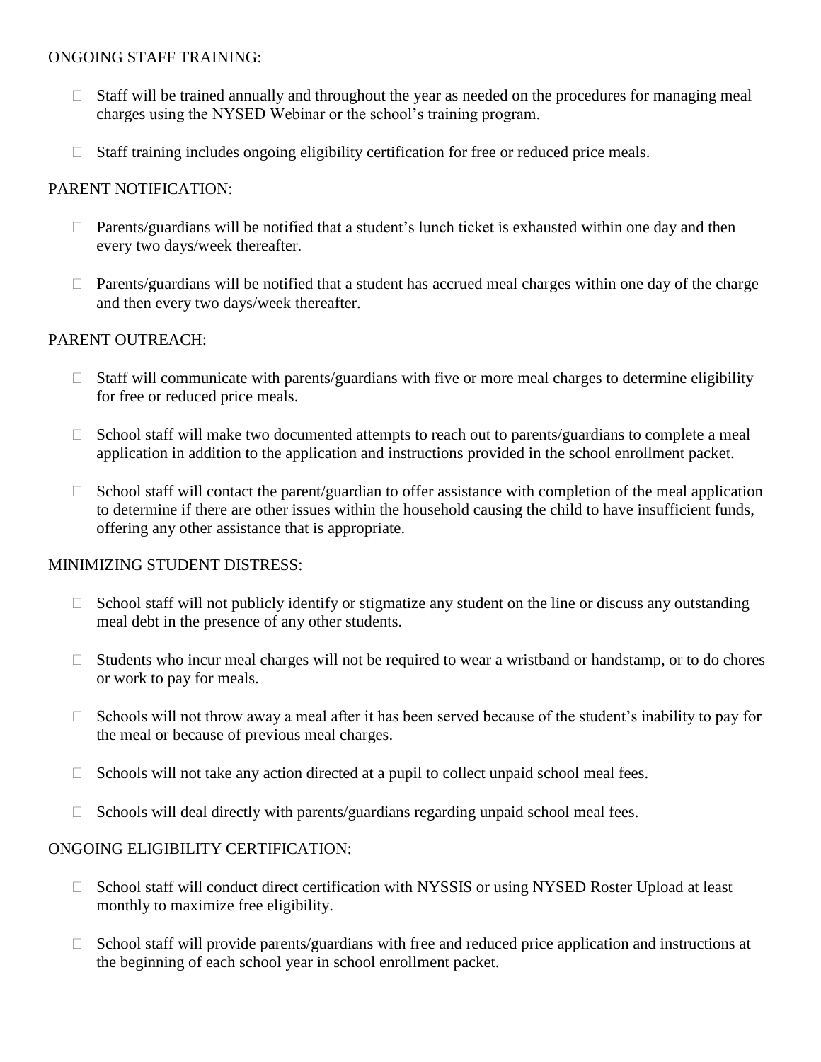ONGOING STAFF TRAINING:

- Staff will be trained annually and throughout the year as needed on the procedures for managing meal charges using the NYSED Webinar or the school's training program.
- Staff training includes ongoing eligibility certification for free or reduced price meals.

PARENT NOTIFICATION:

- Parents/guardians will be notified that a student's lunch ticket is exhausted within one day and then every two days/week thereafter.
- Parents/guardians will be notified that a student has accrued meal charges within one day of the charge and then every two days/week thereafter.

PARENT OUTREACH:

- Staff will communicate with parents/guardians with five or more meal charges to determine eligibility for free or reduced price meals.
- School staff will make two documented attempts to reach out to parents/guardians to complete a meal application in addition to the application and instructions provided in the school enrollment packet.
- School staff will contact the parent/guardian to offer assistance with completion of the meal application to determine if there are other issues within the household causing the child to have insufficient funds, offering any other assistance that is appropriate.

MINIMIZING STUDENT DISTRESS:

- School staff will not publicly identify or stigmatize any student on the line or discuss any outstanding meal debt in the presence of any other students.
- Students who incur meal charges will not be required to wear a wristband or handstamp, or to do chores or work to pay for meals.
- Schools will not throw away a meal after it has been served because of the student's inability to pay for the meal or because of previous meal charges.
- Schools will not take any action directed at a pupil to collect unpaid school meal fees.
- Schools will deal directly with parents/guardians regarding unpaid school meal fees.

ONGOING ELIGIBILITY CERTIFICATION:

- School staff will conduct direct certification with NYSSIS or using NYSED Roster Upload at least monthly to maximize free eligibility.
- School staff will provide parents/guardians with free and reduced price application and instructions at the beginning of each school year in school enrollment packet.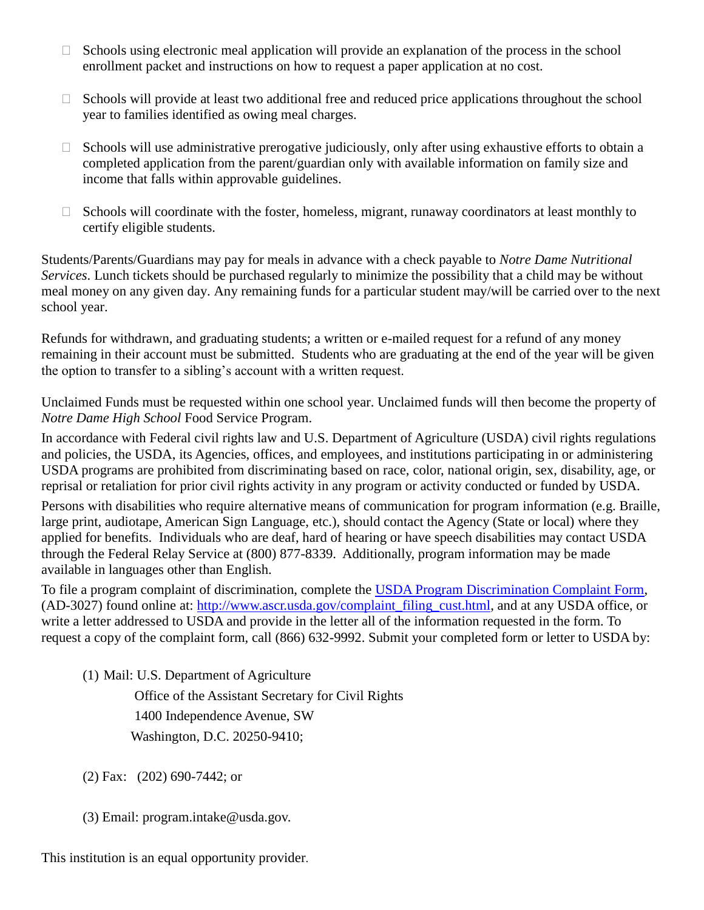- Schools using electronic meal application will provide an explanation of the process in the school enrollment packet and instructions on how to request a paper application at no cost.

- Schools will provide at least two additional free and reduced price applications throughout the school year to families identified as owing meal charges.

- Schools will use administrative prerogative judiciously, only after using exhaustive efforts to obtain a completed application from the parent/guardian only with available information on family size and income that falls within approvable guidelines.

- Schools will coordinate with the foster, homeless, migrant, runaway coordinators at least monthly to certify eligible students.

Students/Parents/Guardians may pay for meals in advance with a check payable to *Notre Dame Nutritional Services*. Lunch tickets should be purchased regularly to minimize the possibility that a child may be without meal money on any given day. Any remaining funds for a particular student may/will be carried over to the next school year.

Refunds for withdrawn, and graduating students; a written or e-mailed request for a refund of any money remaining in their account must be submitted. Students who are graduating at the end of the year will be given the option to transfer to a sibling's account with a written request.

Unclaimed Funds must be requested within one school year. Unclaimed funds will then become the property of *Notre Dame High School* Food Service Program.

In accordance with Federal civil rights law and U.S. Department of Agriculture (USDA) civil rights regulations and policies, the USDA, its Agencies, offices, and employees, and institutions participating in or administering USDA programs are prohibited from discriminating based on race, color, national origin, sex, disability, age, or reprisal or retaliation for prior civil rights activity in any program or activity conducted or funded by USDA.

Persons with disabilities who require alternative means of communication for program information (e.g. Braille, large print, audiotape, American Sign Language, etc.), should contact the Agency (State or local) where they applied for benefits. Individuals who are deaf, hard of hearing or have speech disabilities may contact USDA through the Federal Relay Service at (800) 877-8339. Additionally, program information may be made available in languages other than English.

To file a program complaint of discrimination, complete the [USDA Program Discrimination Complaint Form](http://www.ascr.usda.gov/complaint_filing_cust.html), (AD-3027) found online at: http://www.ascr.usda.gov/complaint_filing_cust.html, and at any USDA office, or write a letter addressed to USDA and provide in the letter all of the information requested in the form. To request a copy of the complaint form, call (866) 632-9992. Submit your completed form or letter to USDA by:

(1) Mail: U.S. Department of Agriculture
Office of the Assistant Secretary for Civil Rights
1400 Independence Avenue, SW
Washington, D.C. 20250-9410;

(2) Fax: (202) 690-7442; or

(3) Email: program.intake@usda.gov.

This institution is an equal opportunity provider.